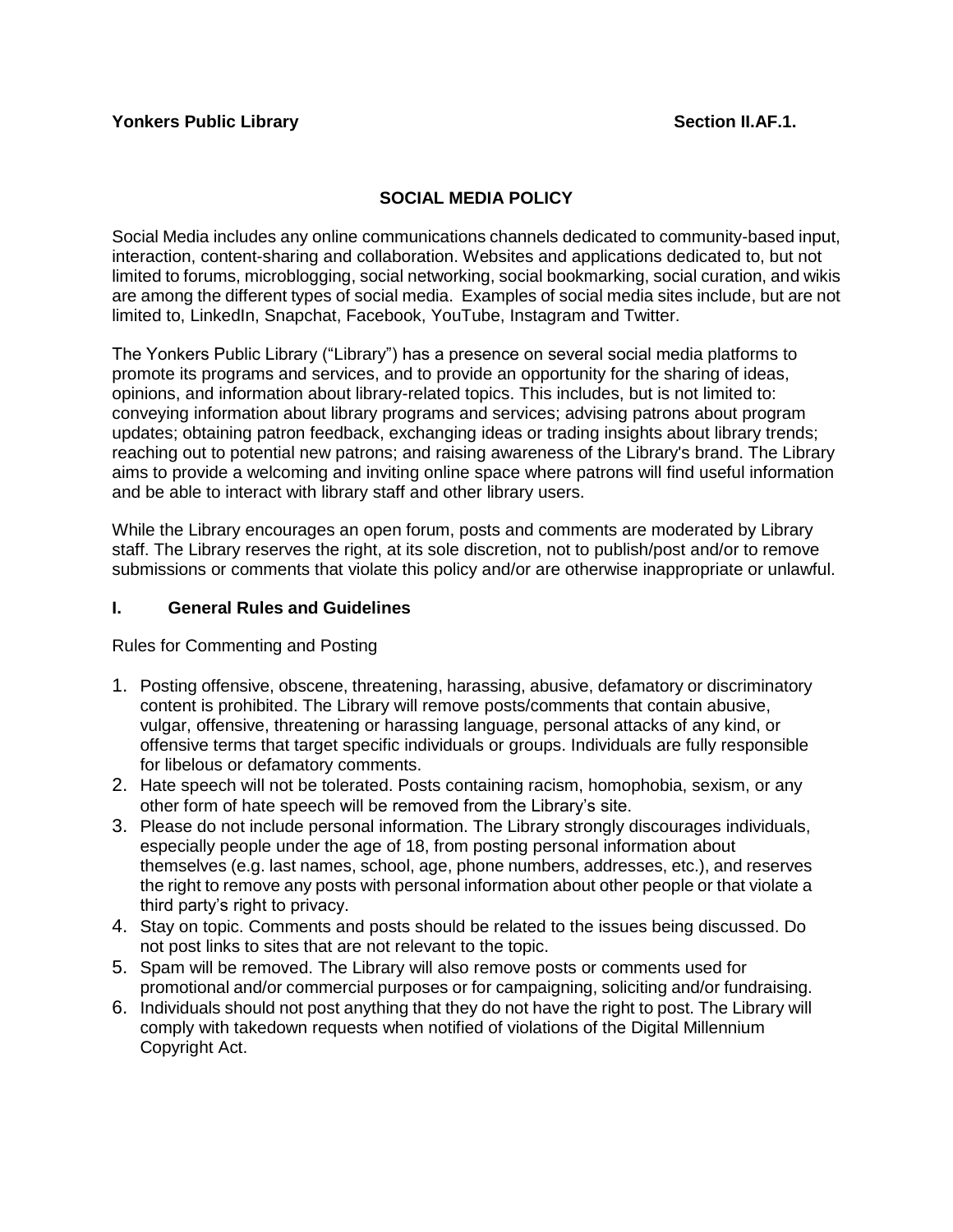**Yonkers Public Library** **Section II.AF.1.**

## SOCIAL MEDIA POLICY

Social Media includes any online communications channels dedicated to community-based input, interaction, content-sharing and collaboration. Websites and applications dedicated to, but not limited to forums, microblogging, social networking, social bookmarking, social curation, and wikis are among the different types of social media. Examples of social media sites include, but are not limited to, LinkedIn, Snapchat, Facebook, YouTube, Instagram and Twitter.

The Yonkers Public Library ("Library") has a presence on several social media platforms to promote its programs and services, and to provide an opportunity for the sharing of ideas, opinions, and information about library-related topics. This includes, but is not limited to: conveying information about library programs and services; advising patrons about program updates; obtaining patron feedback, exchanging ideas or trading insights about library trends; reaching out to potential new patrons; and raising awareness of the Library's brand. The Library aims to provide a welcoming and inviting online space where patrons will find useful information and be able to interact with library staff and other library users.

While the Library encourages an open forum, posts and comments are moderated by Library staff. The Library reserves the right, at its sole discretion, not to publish/post and/or to remove submissions or comments that violate this policy and/or are otherwise inappropriate or unlawful.

### I. General Rules and Guidelines

Rules for Commenting and Posting

1. Posting offensive, obscene, threatening, harassing, abusive, defamatory or discriminatory content is prohibited. The Library will remove posts/comments that contain abusive, vulgar, offensive, threatening or harassing language, personal attacks of any kind, or offensive terms that target specific individuals or groups. Individuals are fully responsible for libelous or defamatory comments.
2. Hate speech will not be tolerated. Posts containing racism, homophobia, sexism, or any other form of hate speech will be removed from the Library's site.
3. Please do not include personal information. The Library strongly discourages individuals, especially people under the age of 18, from posting personal information about themselves (e.g. last names, school, age, phone numbers, addresses, etc.), and reserves the right to remove any posts with personal information about other people or that violate a third party's right to privacy.
4. Stay on topic. Comments and posts should be related to the issues being discussed. Do not post links to sites that are not relevant to the topic.
5. Spam will be removed. The Library will also remove posts or comments used for promotional and/or commercial purposes or for campaigning, soliciting and/or fundraising.
6. Individuals should not post anything that they do not have the right to post. The Library will comply with takedown requests when notified of violations of the Digital Millennium Copyright Act.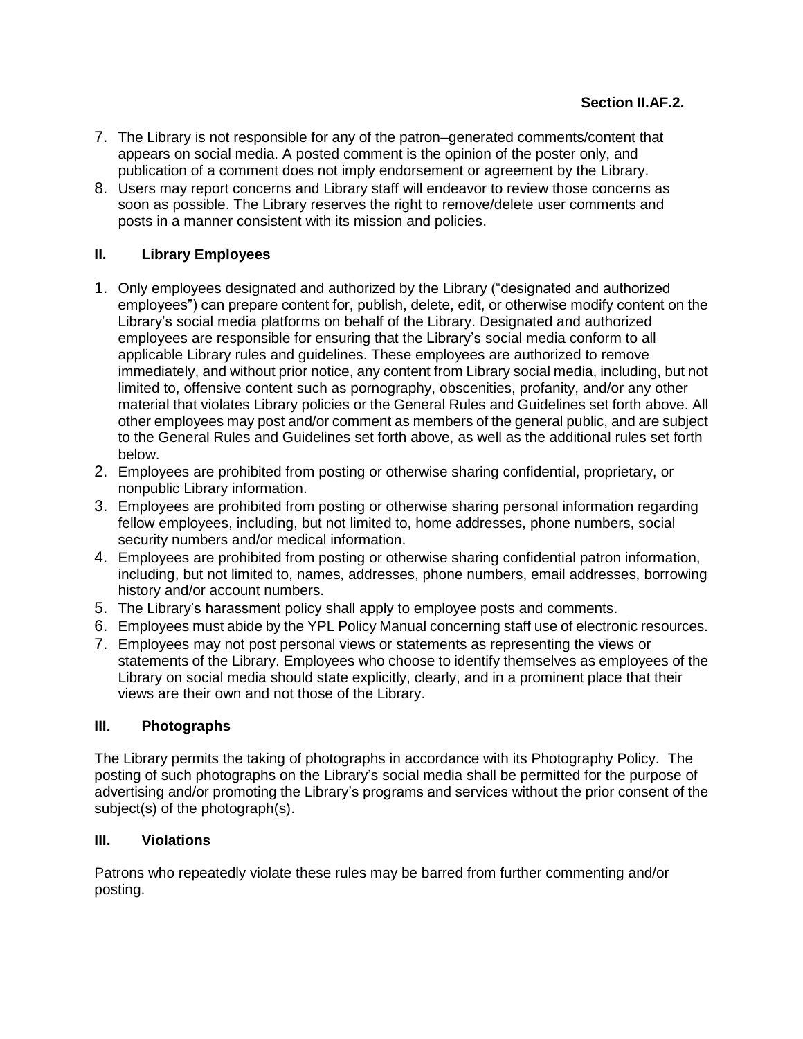7. The Library is not responsible for any of the patron–generated comments/content that appears on social media. A posted comment is the opinion of the poster only, and publication of a comment does not imply endorsement or agreement by the Library.
8. Users may report concerns and Library staff will endeavor to review those concerns as soon as possible. The Library reserves the right to remove/delete user comments and posts in a manner consistent with its mission and policies.

## II. Library Employees

1. Only employees designated and authorized by the Library ("designated and authorized employees") can prepare content for, publish, delete, edit, or otherwise modify content on the Library's social media platforms on behalf of the Library. Designated and authorized employees are responsible for ensuring that the Library's social media conform to all applicable Library rules and guidelines. These employees are authorized to remove immediately, and without prior notice, any content from Library social media, including, but not limited to, offensive content such as pornography, obscenities, profanity, and/or any other material that violates Library policies or the General Rules and Guidelines set forth above. All other employees may post and/or comment as members of the general public, and are subject to the General Rules and Guidelines set forth above, as well as the additional rules set forth below.
2. Employees are prohibited from posting or otherwise sharing confidential, proprietary, or nonpublic Library information.
3. Employees are prohibited from posting or otherwise sharing personal information regarding fellow employees, including, but not limited to, home addresses, phone numbers, social security numbers and/or medical information.
4. Employees are prohibited from posting or otherwise sharing confidential patron information, including, but not limited to, names, addresses, phone numbers, email addresses, borrowing history and/or account numbers.
5. The Library's harassment policy shall apply to employee posts and comments.
6. Employees must abide by the YPL Policy Manual concerning staff use of electronic resources.
7. Employees may not post personal views or statements as representing the views or statements of the Library. Employees who choose to identify themselves as employees of the Library on social media should state explicitly, clearly, and in a prominent place that their views are their own and not those of the Library.

## III. Photographs

The Library permits the taking of photographs in accordance with its Photography Policy. The posting of such photographs on the Library's social media shall be permitted for the purpose of advertising and/or promoting the Library's programs and services without the prior consent of the subject(s) of the photograph(s).

## III. Violations

Patrons who repeatedly violate these rules may be barred from further commenting and/or posting.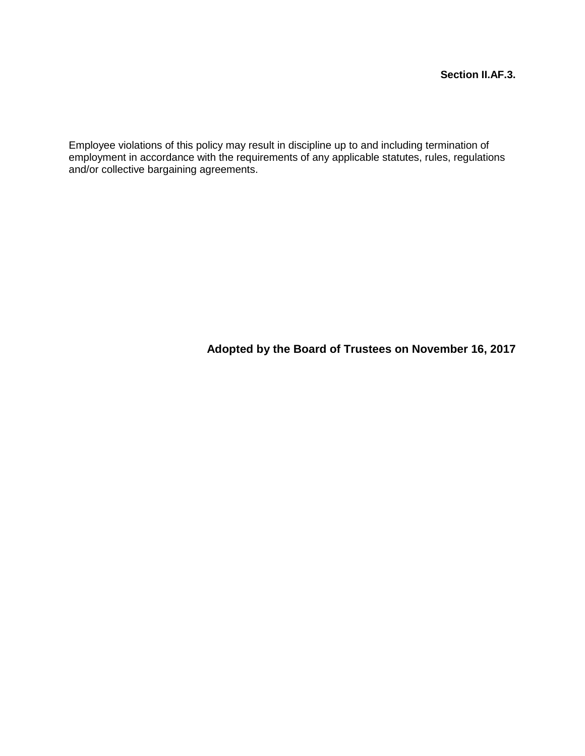**Section II.AF.3.**

Employee violations of this policy may result in discipline up to and including termination of employment in accordance with the requirements of any applicable statutes, rules, regulations and/or collective bargaining agreements.

**Adopted by the Board of Trustees on November 16, 2017**